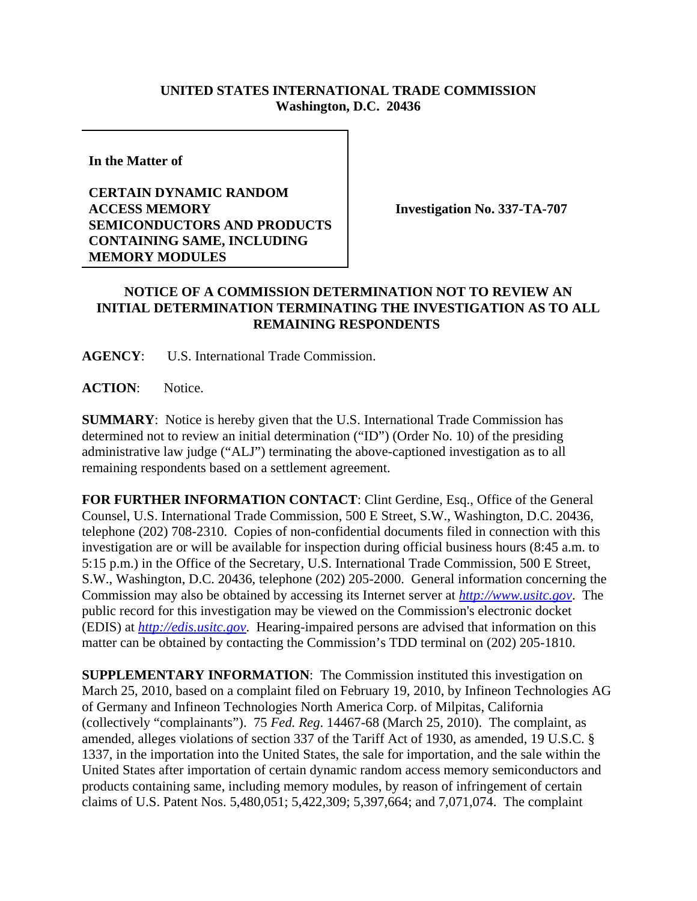**UNITED STATES INTERNATIONAL TRADE COMMISSION**
**Washington, D.C. 20436**

| | |
|---|---|
| **In the Matter of**<br><br>**CERTAIN DYNAMIC RANDOM ACCESS MEMORY SEMICONDUCTORS AND PRODUCTS CONTAINING SAME, INCLUDING MEMORY MODULES** | **Investigation No. 337-TA-707** |

## NOTICE OF A COMMISSION DETERMINATION NOT TO REVIEW AN INITIAL DETERMINATION TERMINATING THE INVESTIGATION AS TO ALL REMAINING RESPONDENTS

**AGENCY**: U.S. International Trade Commission.

**ACTION**: Notice.

**SUMMARY**: Notice is hereby given that the U.S. International Trade Commission has determined not to review an initial determination ("ID") (Order No. 10) of the presiding administrative law judge ("ALJ") terminating the above-captioned investigation as to all remaining respondents based on a settlement agreement.

**FOR FURTHER INFORMATION CONTACT**: Clint Gerdine, Esq., Office of the General Counsel, U.S. International Trade Commission, 500 E Street, S.W., Washington, D.C. 20436, telephone (202) 708-2310. Copies of non-confidential documents filed in connection with this investigation are or will be available for inspection during official business hours (8:45 a.m. to 5:15 p.m.) in the Office of the Secretary, U.S. International Trade Commission, 500 E Street, S.W., Washington, D.C. 20436, telephone (202) 205-2000. General information concerning the Commission may also be obtained by accessing its Internet server at *http://www.usitc.gov*. The public record for this investigation may be viewed on the Commission's electronic docket (EDIS) at *http://edis.usitc.gov*. Hearing-impaired persons are advised that information on this matter can be obtained by contacting the Commission's TDD terminal on (202) 205-1810.

**SUPPLEMENTARY INFORMATION**: The Commission instituted this investigation on March 25, 2010, based on a complaint filed on February 19, 2010, by Infineon Technologies AG of Germany and Infineon Technologies North America Corp. of Milpitas, California (collectively "complainants"). 75 *Fed. Reg.* 14467-68 (March 25, 2010). The complaint, as amended, alleges violations of section 337 of the Tariff Act of 1930, as amended, 19 U.S.C. § 1337, in the importation into the United States, the sale for importation, and the sale within the United States after importation of certain dynamic random access memory semiconductors and products containing same, including memory modules, by reason of infringement of certain claims of U.S. Patent Nos. 5,480,051; 5,422,309; 5,397,664; and 7,071,074. The complaint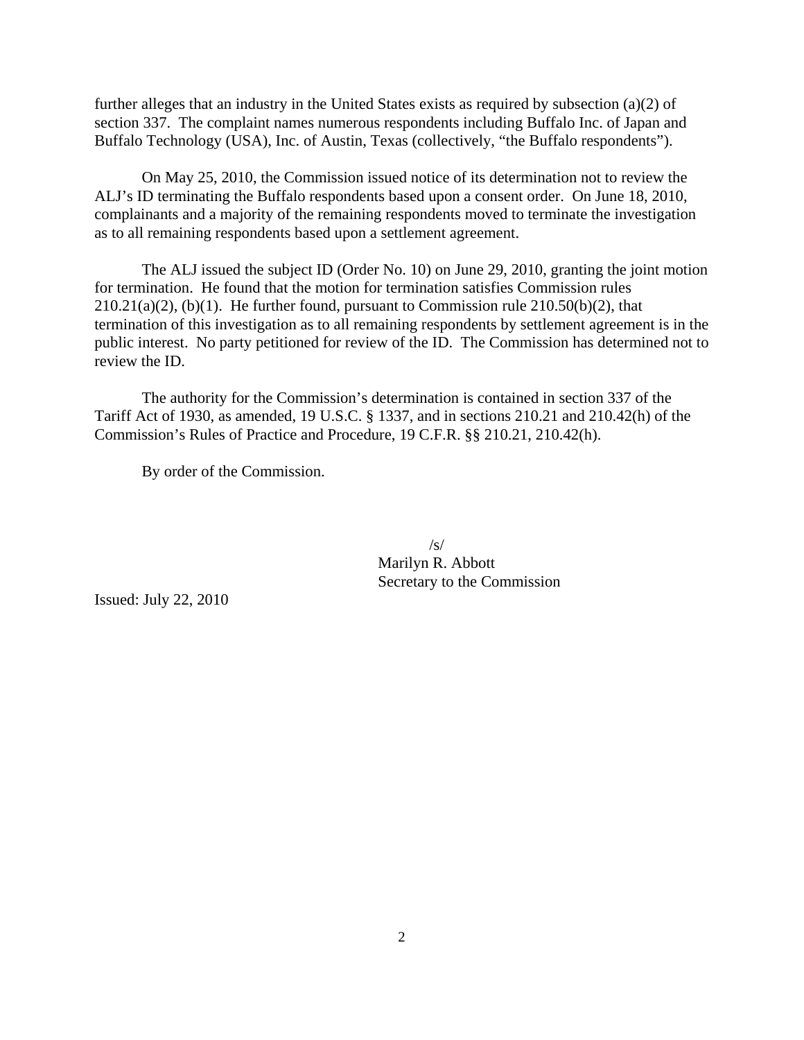further alleges that an industry in the United States exists as required by subsection (a)(2) of section 337. The complaint names numerous respondents including Buffalo Inc. of Japan and Buffalo Technology (USA), Inc. of Austin, Texas (collectively, "the Buffalo respondents").

On May 25, 2010, the Commission issued notice of its determination not to review the ALJ's ID terminating the Buffalo respondents based upon a consent order. On June 18, 2010, complainants and a majority of the remaining respondents moved to terminate the investigation as to all remaining respondents based upon a settlement agreement.

The ALJ issued the subject ID (Order No. 10) on June 29, 2010, granting the joint motion for termination. He found that the motion for termination satisfies Commission rules 210.21(a)(2), (b)(1). He further found, pursuant to Commission rule 210.50(b)(2), that termination of this investigation as to all remaining respondents by settlement agreement is in the public interest. No party petitioned for review of the ID. The Commission has determined not to review the ID.

The authority for the Commission's determination is contained in section 337 of the Tariff Act of 1930, as amended, 19 U.S.C. § 1337, and in sections 210.21 and 210.42(h) of the Commission's Rules of Practice and Procedure, 19 C.F.R. §§ 210.21, 210.42(h).

By order of the Commission.

/s/
Marilyn R. Abbott
Secretary to the Commission

Issued: July 22, 2010